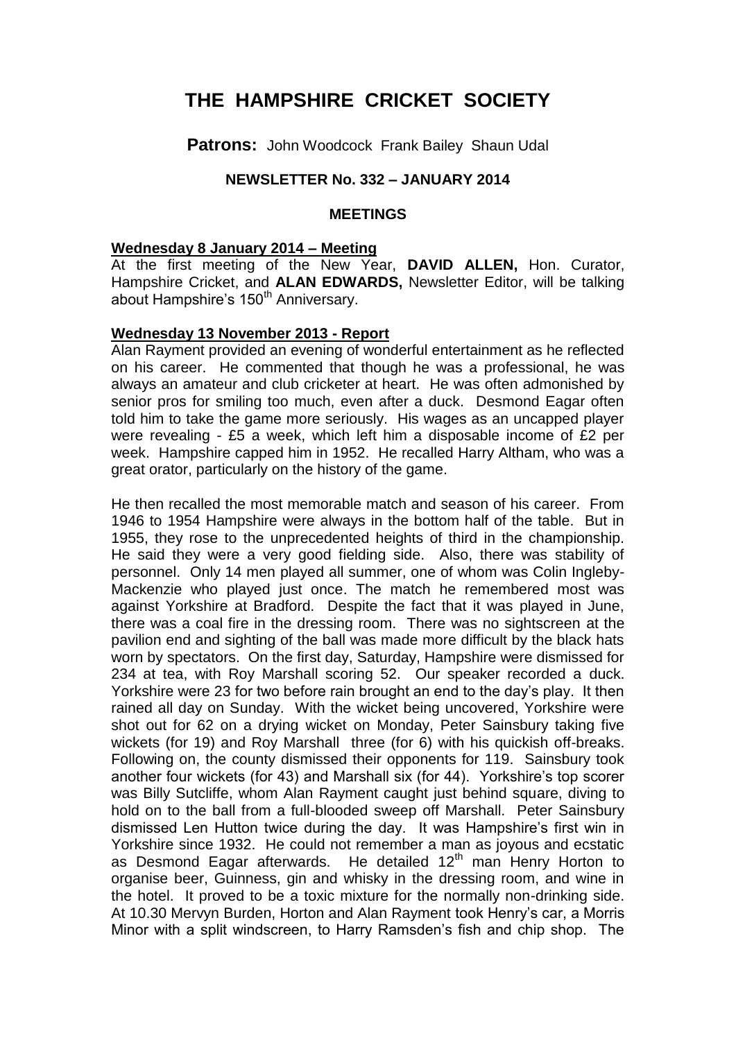# THE HAMPSHIRE CRICKET SOCIETY

**Patrons:** John Woodcock Frank Bailey Shaun Udal

### NEWSLETTER No. 332 – JANUARY 2014

### MEETINGS

**Wednesday 8 January 2014 – Meeting**

At the first meeting of the New Year, **DAVID ALLEN,** Hon. Curator, Hampshire Cricket, and **ALAN EDWARDS,** Newsletter Editor, will be talking about Hampshire's 150th Anniversary.

**Wednesday 13 November 2013 - Report**

Alan Rayment provided an evening of wonderful entertainment as he reflected on his career. He commented that though he was a professional, he was always an amateur and club cricketer at heart. He was often admonished by senior pros for smiling too much, even after a duck. Desmond Eagar often told him to take the game more seriously. His wages as an uncapped player were revealing - £5 a week, which left him a disposable income of £2 per week. Hampshire capped him in 1952. He recalled Harry Altham, who was a great orator, particularly on the history of the game.

He then recalled the most memorable match and season of his career. From 1946 to 1954 Hampshire were always in the bottom half of the table. But in 1955, they rose to the unprecedented heights of third in the championship. He said they were a very good fielding side. Also, there was stability of personnel. Only 14 men played all summer, one of whom was Colin Ingleby-Mackenzie who played just once. The match he remembered most was against Yorkshire at Bradford. Despite the fact that it was played in June, there was a coal fire in the dressing room. There was no sightscreen at the pavilion end and sighting of the ball was made more difficult by the black hats worn by spectators. On the first day, Saturday, Hampshire were dismissed for 234 at tea, with Roy Marshall scoring 52. Our speaker recorded a duck. Yorkshire were 23 for two before rain brought an end to the day's play. It then rained all day on Sunday. With the wicket being uncovered, Yorkshire were shot out for 62 on a drying wicket on Monday, Peter Sainsbury taking five wickets (for 19) and Roy Marshall three (for 6) with his quickish off-breaks. Following on, the county dismissed their opponents for 119. Sainsbury took another four wickets (for 43) and Marshall six (for 44). Yorkshire's top scorer was Billy Sutcliffe, whom Alan Rayment caught just behind square, diving to hold on to the ball from a full-blooded sweep off Marshall. Peter Sainsbury dismissed Len Hutton twice during the day. It was Hampshire's first win in Yorkshire since 1932. He could not remember a man as joyous and ecstatic as Desmond Eagar afterwards. He detailed 12th man Henry Horton to organise beer, Guinness, gin and whisky in the dressing room, and wine in the hotel. It proved to be a toxic mixture for the normally non-drinking side. At 10.30 Mervyn Burden, Horton and Alan Rayment took Henry's car, a Morris Minor with a split windscreen, to Harry Ramsden's fish and chip shop. The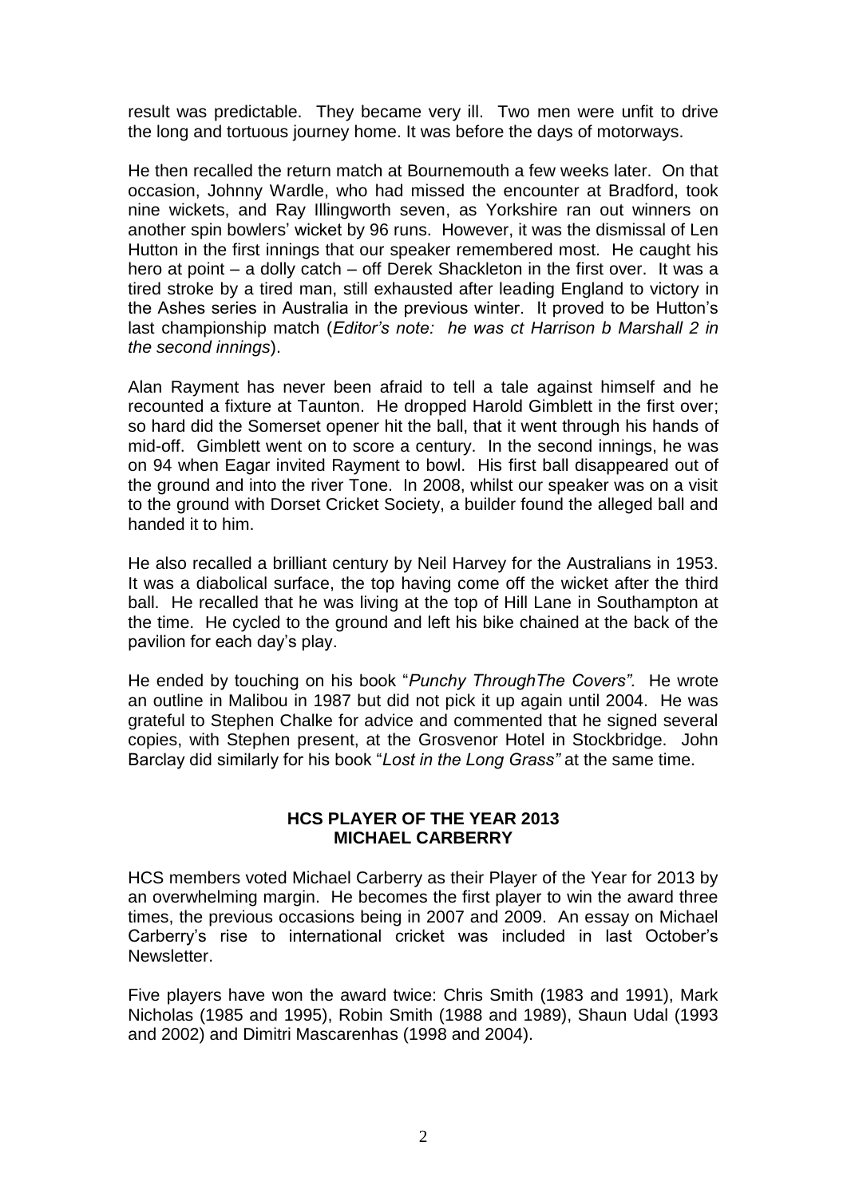result was predictable. They became very ill. Two men were unfit to drive the long and tortuous journey home. It was before the days of motorways.

He then recalled the return match at Bournemouth a few weeks later. On that occasion, Johnny Wardle, who had missed the encounter at Bradford, took nine wickets, and Ray Illingworth seven, as Yorkshire ran out winners on another spin bowlers' wicket by 96 runs. However, it was the dismissal of Len Hutton in the first innings that our speaker remembered most. He caught his hero at point – a dolly catch – off Derek Shackleton in the first over. It was a tired stroke by a tired man, still exhausted after leading England to victory in the Ashes series in Australia in the previous winter. It proved to be Hutton's last championship match (*Editor's note: he was ct Harrison b Marshall 2 in the second innings*).

Alan Rayment has never been afraid to tell a tale against himself and he recounted a fixture at Taunton. He dropped Harold Gimblett in the first over; so hard did the Somerset opener hit the ball, that it went through his hands of mid-off. Gimblett went on to score a century. In the second innings, he was on 94 when Eagar invited Rayment to bowl. His first ball disappeared out of the ground and into the river Tone. In 2008, whilst our speaker was on a visit to the ground with Dorset Cricket Society, a builder found the alleged ball and handed it to him.

He also recalled a brilliant century by Neil Harvey for the Australians in 1953. It was a diabolical surface, the top having come off the wicket after the third ball. He recalled that he was living at the top of Hill Lane in Southampton at the time. He cycled to the ground and left his bike chained at the back of the pavilion for each day's play.

He ended by touching on his book "*Punchy ThroughThe Covers".* He wrote an outline in Malibou in 1987 but did not pick it up again until 2004. He was grateful to Stephen Chalke for advice and commented that he signed several copies, with Stephen present, at the Grosvenor Hotel in Stockbridge. John Barclay did similarly for his book "*Lost in the Long Grass"* at the same time.

## HCS PLAYER OF THE YEAR 2013
## MICHAEL CARBERRY

HCS members voted Michael Carberry as their Player of the Year for 2013 by an overwhelming margin. He becomes the first player to win the award three times, the previous occasions being in 2007 and 2009. An essay on Michael Carberry's rise to international cricket was included in last October's Newsletter.

Five players have won the award twice: Chris Smith (1983 and 1991), Mark Nicholas (1985 and 1995), Robin Smith (1988 and 1989), Shaun Udal (1993 and 2002) and Dimitri Mascarenhas (1998 and 2004).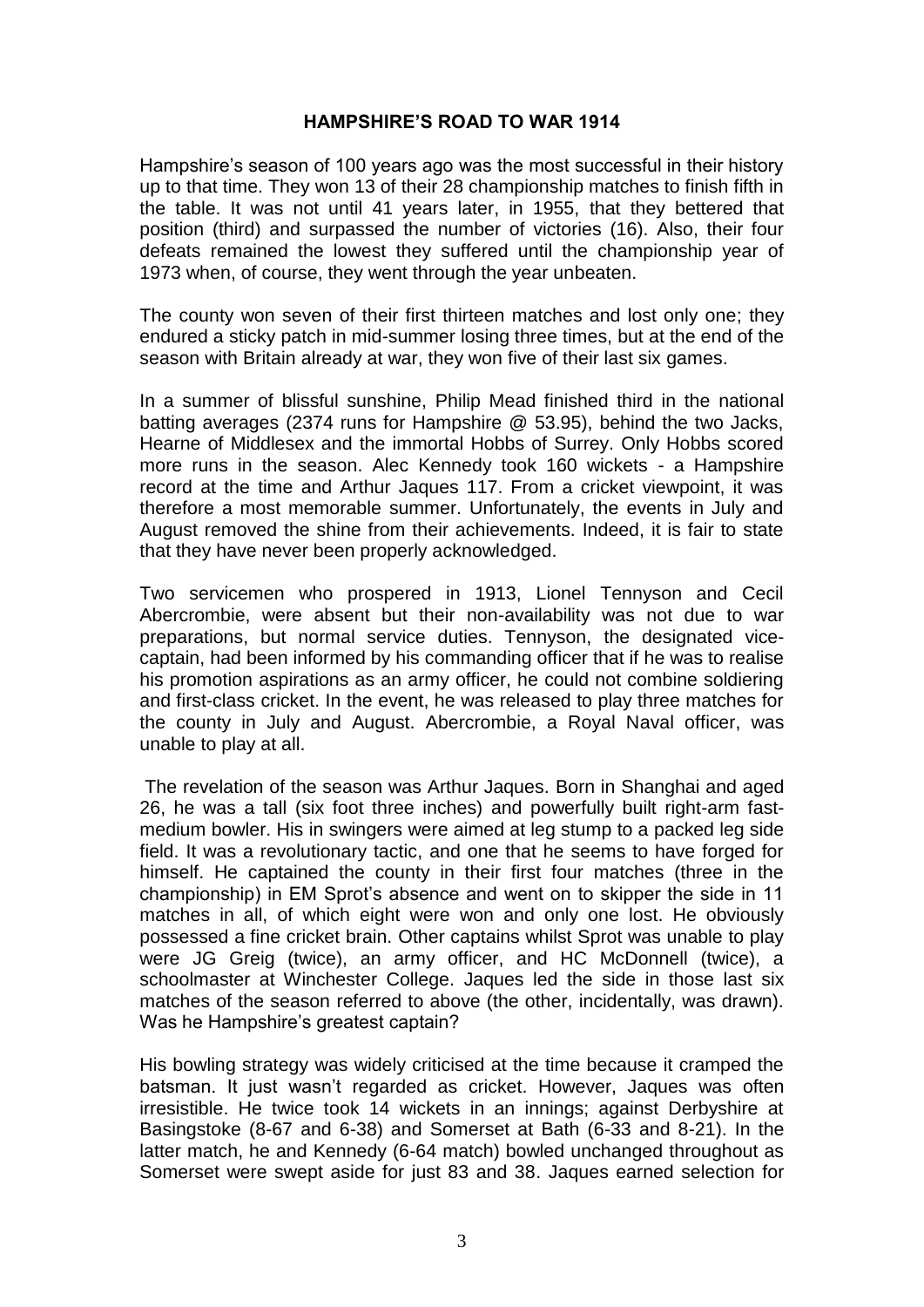**HAMPSHIRE'S ROAD TO WAR 1914**

Hampshire's season of 100 years ago was the most successful in their history up to that time. They won 13 of their 28 championship matches to finish fifth in the table. It was not until 41 years later, in 1955, that they bettered that position (third) and surpassed the number of victories (16). Also, their four defeats remained the lowest they suffered until the championship year of 1973 when, of course, they went through the year unbeaten.

The county won seven of their first thirteen matches and lost only one; they endured a sticky patch in mid-summer losing three times, but at the end of the season with Britain already at war, they won five of their last six games.

In a summer of blissful sunshine, Philip Mead finished third in the national batting averages (2374 runs for Hampshire @ 53.95), behind the two Jacks, Hearne of Middlesex and the immortal Hobbs of Surrey. Only Hobbs scored more runs in the season. Alec Kennedy took 160 wickets - a Hampshire record at the time and Arthur Jaques 117. From a cricket viewpoint, it was therefore a most memorable summer. Unfortunately, the events in July and August removed the shine from their achievements. Indeed, it is fair to state that they have never been properly acknowledged.

Two servicemen who prospered in 1913, Lionel Tennyson and Cecil Abercrombie, were absent but their non-availability was not due to war preparations, but normal service duties. Tennyson, the designated vice-captain, had been informed by his commanding officer that if he was to realise his promotion aspirations as an army officer, he could not combine soldiering and first-class cricket. In the event, he was released to play three matches for the county in July and August. Abercrombie, a Royal Naval officer, was unable to play at all.

The revelation of the season was Arthur Jaques. Born in Shanghai and aged 26, he was a tall (six foot three inches) and powerfully built right-arm fast-medium bowler. His in swingers were aimed at leg stump to a packed leg side field. It was a revolutionary tactic, and one that he seems to have forged for himself. He captained the county in their first four matches (three in the championship) in EM Sprot's absence and went on to skipper the side in 11 matches in all, of which eight were won and only one lost. He obviously possessed a fine cricket brain. Other captains whilst Sprot was unable to play were JG Greig (twice), an army officer, and HC McDonnell (twice), a schoolmaster at Winchester College. Jaques led the side in those last six matches of the season referred to above (the other, incidentally, was drawn). Was he Hampshire's greatest captain?

His bowling strategy was widely criticised at the time because it cramped the batsman. It just wasn't regarded as cricket. However, Jaques was often irresistible. He twice took 14 wickets in an innings; against Derbyshire at Basingstoke (8-67 and 6-38) and Somerset at Bath (6-33 and 8-21). In the latter match, he and Kennedy (6-64 match) bowled unchanged throughout as Somerset were swept aside for just 83 and 38. Jaques earned selection for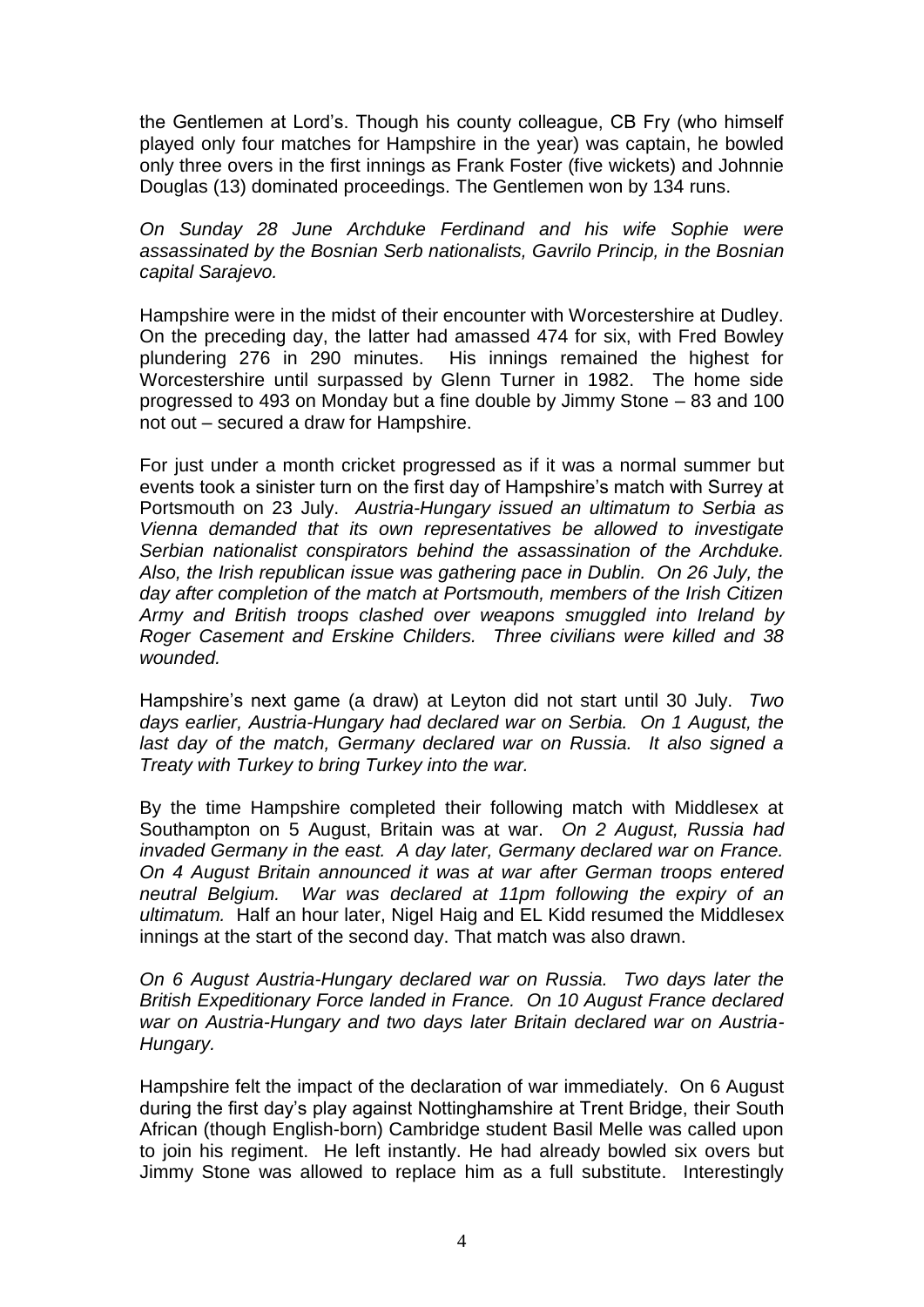the Gentlemen at Lord's. Though his county colleague, CB Fry (who himself played only four matches for Hampshire in the year) was captain, he bowled only three overs in the first innings as Frank Foster (five wickets) and Johnnie Douglas (13) dominated proceedings. The Gentlemen won by 134 runs.

*On Sunday 28 June Archduke Ferdinand and his wife Sophie were assassinated by the Bosnian Serb nationalists, Gavrilo Princip, in the Bosnian capital Sarajevo.*

Hampshire were in the midst of their encounter with Worcestershire at Dudley. On the preceding day, the latter had amassed 474 for six, with Fred Bowley plundering 276 in 290 minutes. His innings remained the highest for Worcestershire until surpassed by Glenn Turner in 1982. The home side progressed to 493 on Monday but a fine double by Jimmy Stone – 83 and 100 not out – secured a draw for Hampshire.

For just under a month cricket progressed as if it was a normal summer but events took a sinister turn on the first day of Hampshire's match with Surrey at Portsmouth on 23 July. *Austria-Hungary issued an ultimatum to Serbia as Vienna demanded that its own representatives be allowed to investigate Serbian nationalist conspirators behind the assassination of the Archduke. Also, the Irish republican issue was gathering pace in Dublin. On 26 July, the day after completion of the match at Portsmouth, members of the Irish Citizen Army and British troops clashed over weapons smuggled into Ireland by Roger Casement and Erskine Childers. Three civilians were killed and 38 wounded.*

Hampshire's next game (a draw) at Leyton did not start until 30 July. *Two days earlier, Austria-Hungary had declared war on Serbia. On 1 August, the last day of the match, Germany declared war on Russia. It also signed a Treaty with Turkey to bring Turkey into the war.*

By the time Hampshire completed their following match with Middlesex at Southampton on 5 August, Britain was at war. *On 2 August, Russia had invaded Germany in the east. A day later, Germany declared war on France. On 4 August Britain announced it was at war after German troops entered neutral Belgium. War was declared at 11pm following the expiry of an ultimatum.* Half an hour later, Nigel Haig and EL Kidd resumed the Middlesex innings at the start of the second day. That match was also drawn.

*On 6 August Austria-Hungary declared war on Russia. Two days later the British Expeditionary Force landed in France. On 10 August France declared war on Austria-Hungary and two days later Britain declared war on Austria-Hungary.*

Hampshire felt the impact of the declaration of war immediately. On 6 August during the first day's play against Nottinghamshire at Trent Bridge, their South African (though English-born) Cambridge student Basil Melle was called upon to join his regiment. He left instantly. He had already bowled six overs but Jimmy Stone was allowed to replace him as a full substitute. Interestingly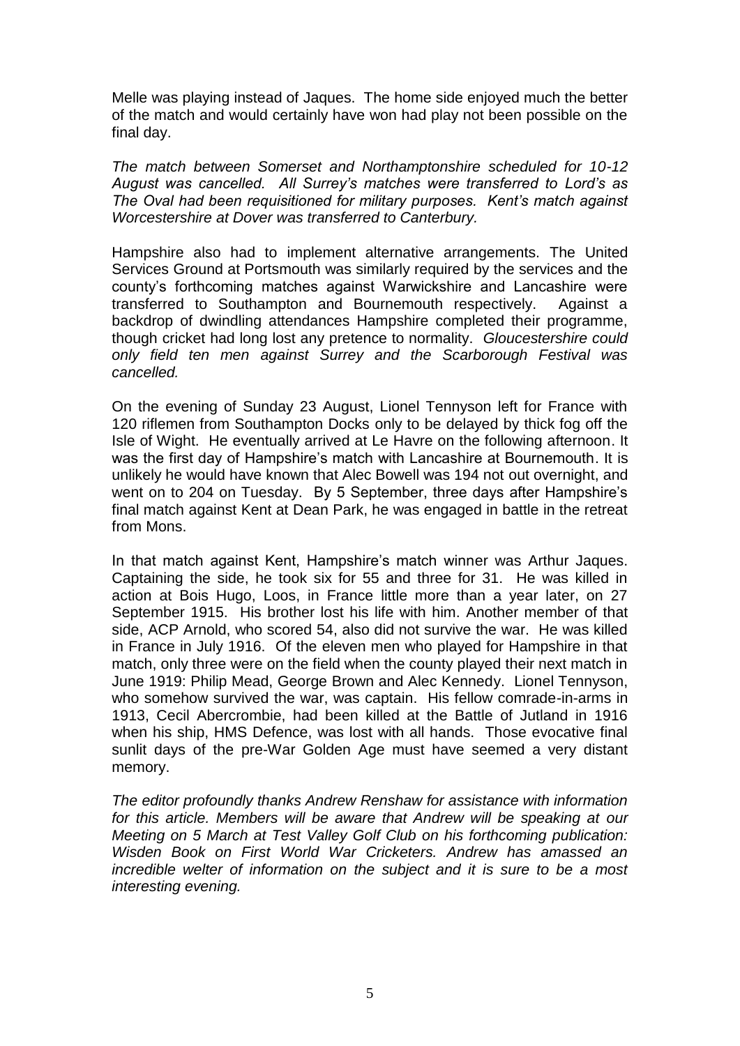Melle was playing instead of Jaques. The home side enjoyed much the better of the match and would certainly have won had play not been possible on the final day.

*The match between Somerset and Northamptonshire scheduled for 10-12 August was cancelled. All Surrey's matches were transferred to Lord's as The Oval had been requisitioned for military purposes. Kent's match against Worcestershire at Dover was transferred to Canterbury.*

Hampshire also had to implement alternative arrangements. The United Services Ground at Portsmouth was similarly required by the services and the county's forthcoming matches against Warwickshire and Lancashire were transferred to Southampton and Bournemouth respectively. Against a backdrop of dwindling attendances Hampshire completed their programme, though cricket had long lost any pretence to normality. *Gloucestershire could only field ten men against Surrey and the Scarborough Festival was cancelled.*

On the evening of Sunday 23 August, Lionel Tennyson left for France with 120 riflemen from Southampton Docks only to be delayed by thick fog off the Isle of Wight. He eventually arrived at Le Havre on the following afternoon. It was the first day of Hampshire's match with Lancashire at Bournemouth. It is unlikely he would have known that Alec Bowell was 194 not out overnight, and went on to 204 on Tuesday. By 5 September, three days after Hampshire's final match against Kent at Dean Park, he was engaged in battle in the retreat from Mons.

In that match against Kent, Hampshire's match winner was Arthur Jaques. Captaining the side, he took six for 55 and three for 31. He was killed in action at Bois Hugo, Loos, in France little more than a year later, on 27 September 1915. His brother lost his life with him. Another member of that side, ACP Arnold, who scored 54, also did not survive the war. He was killed in France in July 1916. Of the eleven men who played for Hampshire in that match, only three were on the field when the county played their next match in June 1919: Philip Mead, George Brown and Alec Kennedy. Lionel Tennyson, who somehow survived the war, was captain. His fellow comrade-in-arms in 1913, Cecil Abercrombie, had been killed at the Battle of Jutland in 1916 when his ship, HMS Defence, was lost with all hands. Those evocative final sunlit days of the pre-War Golden Age must have seemed a very distant memory.

*The editor profoundly thanks Andrew Renshaw for assistance with information for this article. Members will be aware that Andrew will be speaking at our Meeting on 5 March at Test Valley Golf Club on his forthcoming publication: Wisden Book on First World War Cricketers. Andrew has amassed an incredible welter of information on the subject and it is sure to be a most interesting evening.*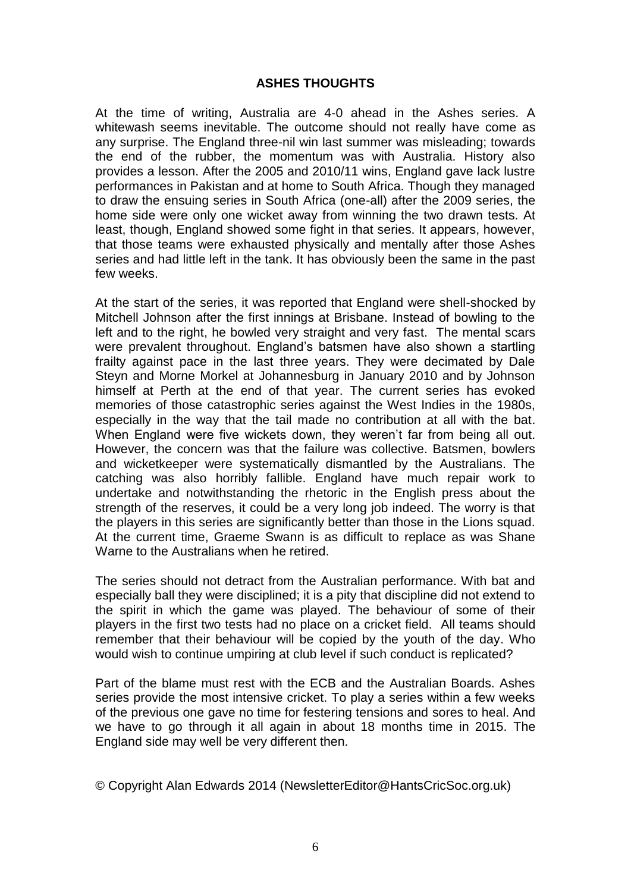# ASHES THOUGHTS

At the time of writing, Australia are 4-0 ahead in the Ashes series. A whitewash seems inevitable. The outcome should not really have come as any surprise. The England three-nil win last summer was misleading; towards the end of the rubber, the momentum was with Australia. History also provides a lesson. After the 2005 and 2010/11 wins, England gave lack lustre performances in Pakistan and at home to South Africa. Though they managed to draw the ensuing series in South Africa (one-all) after the 2009 series, the home side were only one wicket away from winning the two drawn tests. At least, though, England showed some fight in that series. It appears, however, that those teams were exhausted physically and mentally after those Ashes series and had little left in the tank. It has obviously been the same in the past few weeks.

At the start of the series, it was reported that England were shell-shocked by Mitchell Johnson after the first innings at Brisbane. Instead of bowling to the left and to the right, he bowled very straight and very fast. The mental scars were prevalent throughout. England's batsmen have also shown a startling frailty against pace in the last three years. They were decimated by Dale Steyn and Morne Morkel at Johannesburg in January 2010 and by Johnson himself at Perth at the end of that year. The current series has evoked memories of those catastrophic series against the West Indies in the 1980s, especially in the way that the tail made no contribution at all with the bat. When England were five wickets down, they weren't far from being all out. However, the concern was that the failure was collective. Batsmen, bowlers and wicketkeeper were systematically dismantled by the Australians. The catching was also horribly fallible. England have much repair work to undertake and notwithstanding the rhetoric in the English press about the strength of the reserves, it could be a very long job indeed. The worry is that the players in this series are significantly better than those in the Lions squad. At the current time, Graeme Swann is as difficult to replace as was Shane Warne to the Australians when he retired.

The series should not detract from the Australian performance. With bat and especially ball they were disciplined; it is a pity that discipline did not extend to the spirit in which the game was played. The behaviour of some of their players in the first two tests had no place on a cricket field. All teams should remember that their behaviour will be copied by the youth of the day. Who would wish to continue umpiring at club level if such conduct is replicated?

Part of the blame must rest with the ECB and the Australian Boards. Ashes series provide the most intensive cricket. To play a series within a few weeks of the previous one gave no time for festering tensions and sores to heal. And we have to go through it all again in about 18 months time in 2015. The England side may well be very different then.

© Copyright Alan Edwards 2014 (NewsletterEditor@HantsCricSoc.org.uk)